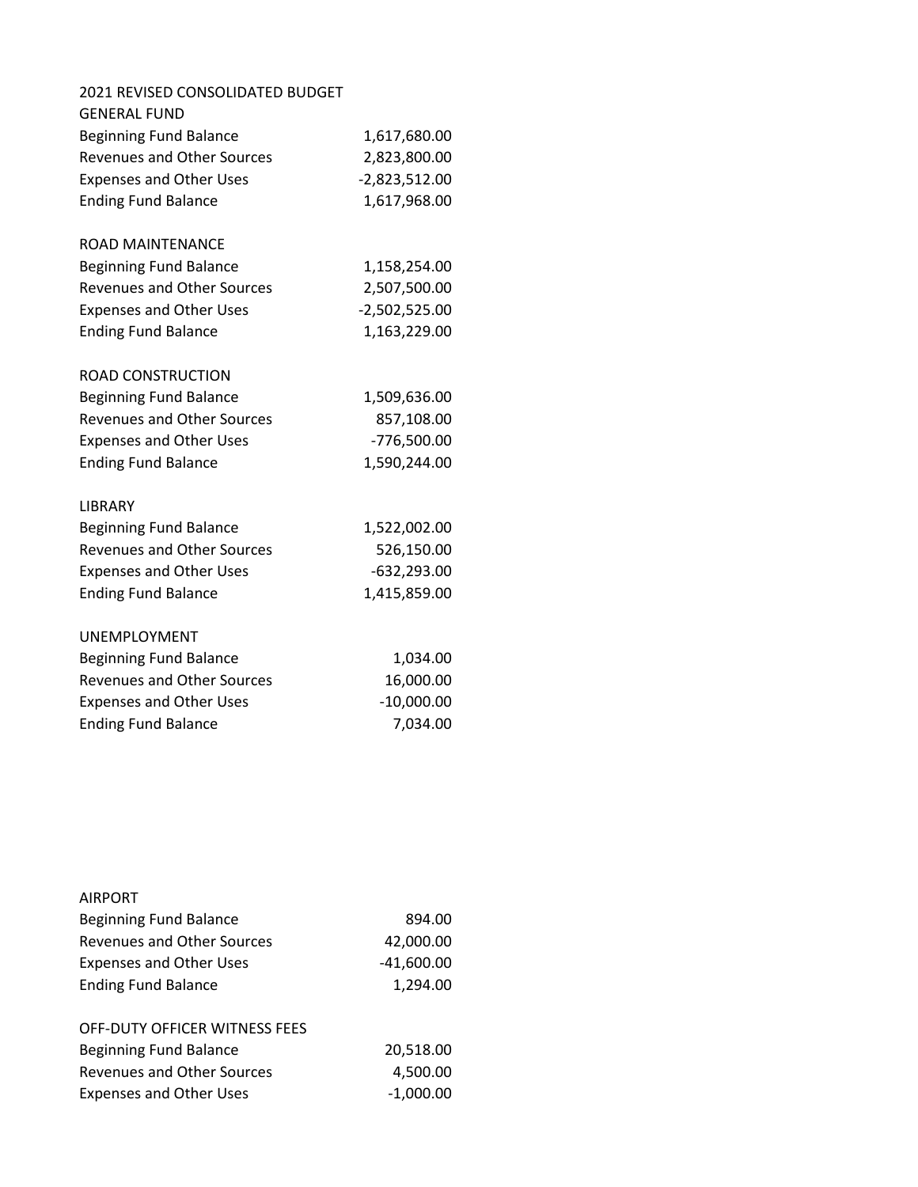2021 REVISED CONSOLIDATED BUDGET

GENERAL FUND

| | |
|---|---|
| Beginning Fund Balance | 1,617,680.00 |
| Revenues and Other Sources | 2,823,800.00 |
| Expenses and Other Uses | -2,823,512.00 |
| Ending Fund Balance | 1,617,968.00 |

ROAD MAINTENANCE

| | |
|---|---|
| Beginning Fund Balance | 1,158,254.00 |
| Revenues and Other Sources | 2,507,500.00 |
| Expenses and Other Uses | -2,502,525.00 |
| Ending Fund Balance | 1,163,229.00 |

ROAD CONSTRUCTION

| | |
|---|---|
| Beginning Fund Balance | 1,509,636.00 |
| Revenues and Other Sources | 857,108.00 |
| Expenses and Other Uses | -776,500.00 |
| Ending Fund Balance | 1,590,244.00 |

LIBRARY

| | |
|---|---|
| Beginning Fund Balance | 1,522,002.00 |
| Revenues and Other Sources | 526,150.00 |
| Expenses and Other Uses | -632,293.00 |
| Ending Fund Balance | 1,415,859.00 |

UNEMPLOYMENT

| | |
|---|---|
| Beginning Fund Balance | 1,034.00 |
| Revenues and Other Sources | 16,000.00 |
| Expenses and Other Uses | -10,000.00 |
| Ending Fund Balance | 7,034.00 |

AIRPORT

| | |
|---|---|
| Beginning Fund Balance | 894.00 |
| Revenues and Other Sources | 42,000.00 |
| Expenses and Other Uses | -41,600.00 |
| Ending Fund Balance | 1,294.00 |

OFF-DUTY OFFICER WITNESS FEES

| | |
|---|---|
| Beginning Fund Balance | 20,518.00 |
| Revenues and Other Sources | 4,500.00 |
| Expenses and Other Uses | -1,000.00 |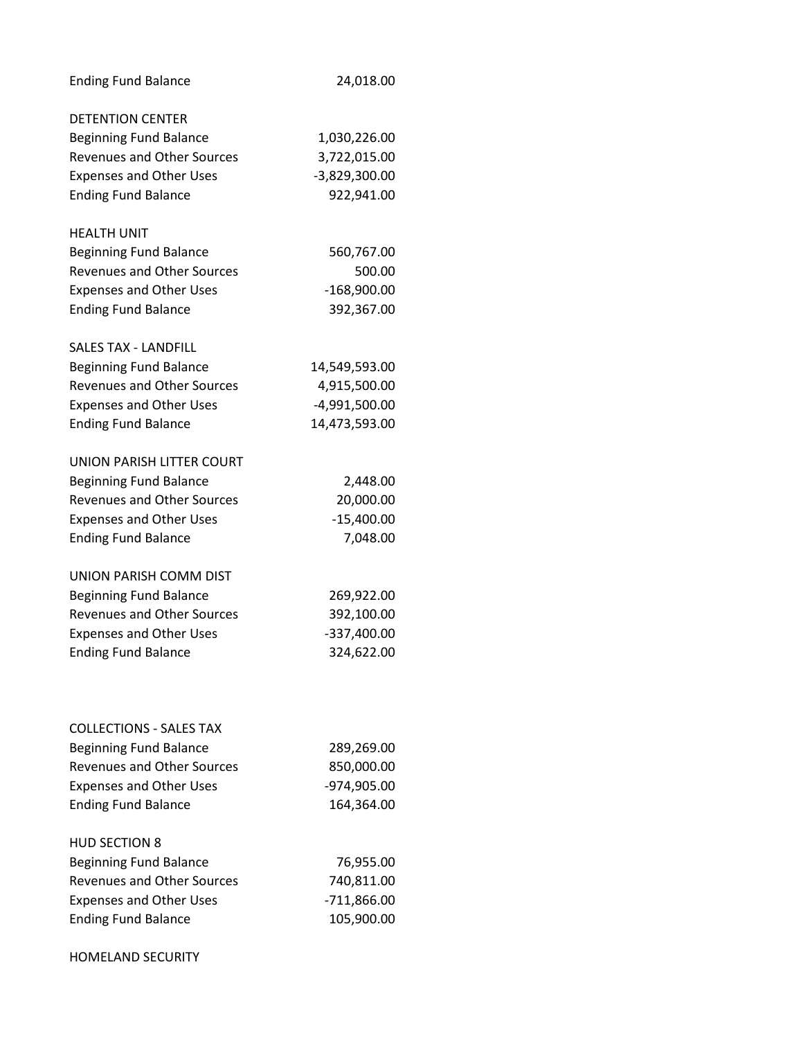| | |
|---|---|
| Ending Fund Balance | 24,018.00 |

DETENTION CENTER

| | |
|---|---|
| Beginning Fund Balance | 1,030,226.00 |
| Revenues and Other Sources | 3,722,015.00 |
| Expenses and Other Uses | -3,829,300.00 |
| Ending Fund Balance | 922,941.00 |

HEALTH UNIT

| | |
|---|---|
| Beginning Fund Balance | 560,767.00 |
| Revenues and Other Sources | 500.00 |
| Expenses and Other Uses | -168,900.00 |
| Ending Fund Balance | 392,367.00 |

SALES TAX - LANDFILL

| | |
|---|---|
| Beginning Fund Balance | 14,549,593.00 |
| Revenues and Other Sources | 4,915,500.00 |
| Expenses and Other Uses | -4,991,500.00 |
| Ending Fund Balance | 14,473,593.00 |

UNION PARISH LITTER COURT

| | |
|---|---|
| Beginning Fund Balance | 2,448.00 |
| Revenues and Other Sources | 20,000.00 |
| Expenses and Other Uses | -15,400.00 |
| Ending Fund Balance | 7,048.00 |

UNION PARISH COMM DIST

| | |
|---|---|
| Beginning Fund Balance | 269,922.00 |
| Revenues and Other Sources | 392,100.00 |
| Expenses and Other Uses | -337,400.00 |
| Ending Fund Balance | 324,622.00 |

COLLECTIONS - SALES TAX

| | |
|---|---|
| Beginning Fund Balance | 289,269.00 |
| Revenues and Other Sources | 850,000.00 |
| Expenses and Other Uses | -974,905.00 |
| Ending Fund Balance | 164,364.00 |

HUD SECTION 8

| | |
|---|---|
| Beginning Fund Balance | 76,955.00 |
| Revenues and Other Sources | 740,811.00 |
| Expenses and Other Uses | -711,866.00 |
| Ending Fund Balance | 105,900.00 |

HOMELAND SECURITY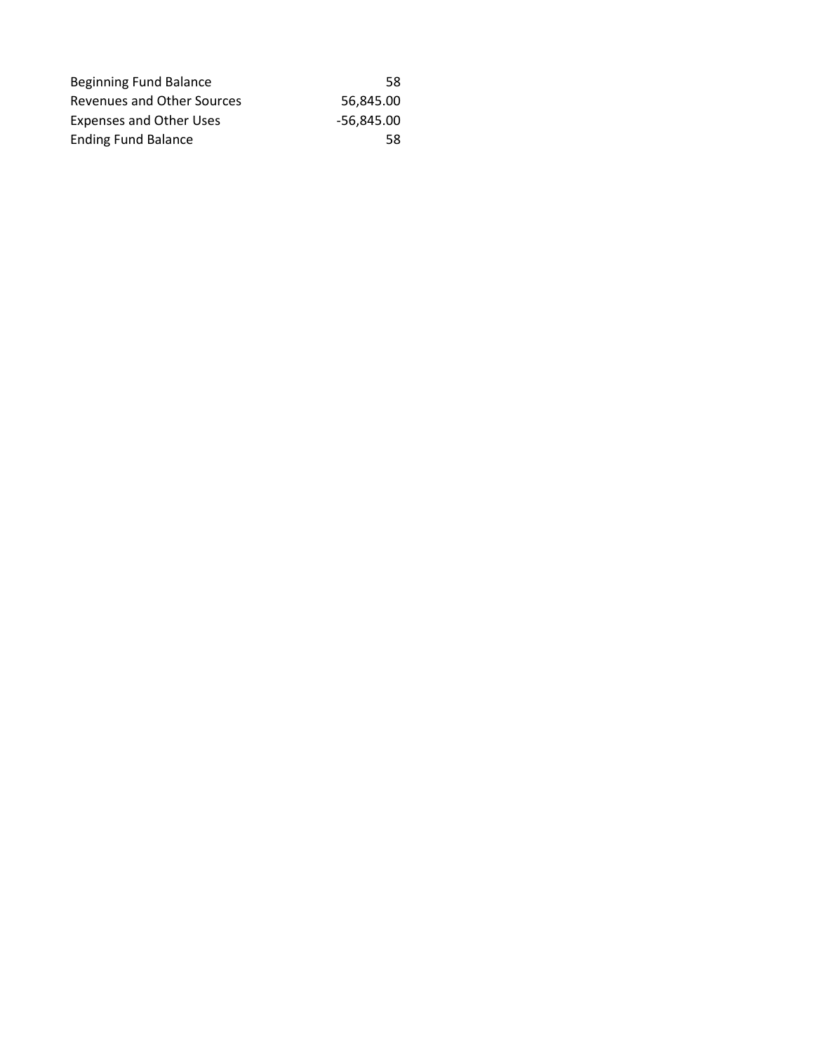| | |
|---|---|
| Beginning Fund Balance | 58 |
| Revenues and Other Sources | 56,845.00 |
| Expenses and Other Uses | -56,845.00 |
| Ending Fund Balance | 58 |